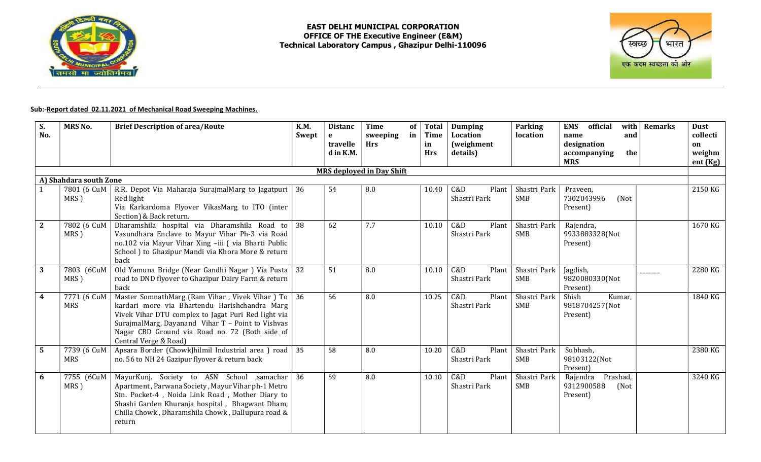**EAST DELHI MUNICIPAL CORPORATION**
**OFFICE OF THE Executive Engineer (E&M)**
**Technical Laboratory Campus , Ghazipur Delhi-110096**

**Sub:-Report dated 02.11.2021 of Mechanical Road Sweeping Machines.**

| S. No. | MRS No. | Brief Description of area/Route | K.M. Swept | Distance travelled in K.M. | Time of sweeping in Hrs | Total Time in Hrs | Dumping Location (weighment details) | Parking location | EMS official name with designation and accompanying the MRS | Remarks | Dust collection weighment (Kg) |
|---|---|---|---|---|---|---|---|---|---|---|---|
| | | | | **MRS deployed in Day Shift** | | | | | | | |
| **A) Shahdara south Zone** | | | | | | | | | | | |
| 1 | 7801 (6 CuM MRS ) | R.R. Depot Via Maharaja SurajmalMarg to Jagatpuri Red light Via Karkardoma Flyover VikasMarg to ITO (inter Section) & Back return. | 36 | 54 | 8.0 | 10.40 | C&D Plant Shastri Park | Shastri Park SMB | Praveen, 7302043996 (Not Present) | | 2150 KG |
| 2 | 7802 (6 CuM MRS ) | Dharamshila hospital via Dharamshila Road to Vasundhara Enclave to Mayur Vihar Ph-3 via Road no.102 via Mayur Vihar Xing –iii ( via Bharti Public School ) to Ghazipur Mandi via Khora More & return back | 38 | 62 | 7.7 | 10.10 | C&D Plant Shastri Park | Shastri Park SMB | Rajendra, 9933883328(Not Present) | | 1670 KG |
| 3 | 7803 (6CuM MRS ) | Old Yamuna Bridge (Near Gandhi Nagar ) Via Pusta road to DND flyover to Ghazipur Dairy Farm & return back | 32 | 51 | 8.0 | 10.10 | C&D Plant Shastri Park | Shastri Park SMB | Jagdish, 9820080330(Not Present) | ______ | 2280 KG |
| 4 | 7771 (6 CuM MRS | Master SomnathMarg (Ram Vihar , Vivek Vihar ) To kardari more via Bhartendu Harishchandra Marg Vivek Vihar DTU complex to Jagat Puri Red light via SurajmalMarg, Dayanand Vihar T – Point to Vishvas Nagar CBD Ground via Road no. 72 (Both side of Central Verge & Road) | 36 | 56 | 8.0 | 10.25 | C&D Plant Shastri Park | Shastri Park SMB | Shish Kumar, 9818704257(Not Present) | | 1840 KG |
| 5 | 7739 (6 CuM MRS | Apsara Border (ChowkJhilmil Industrial area ) road no. 56 to NH 24 Gazipur flyover & return back | 35 | 58 | 8.0 | 10.20 | C&D Plant Shastri Park | Shastri Park SMB | Subhash, 98103122(Not Present) | | 2380 KG |
| 6 | 7755 (6CuM MRS ) | MayurKunj. Society to ASN School ,samachar Apartment, Parwana Society, Mayur Vihar ph-1 Metro Stn. Pocket-4 , Noida Link Road , Mother Diary to Shashi Garden Khuranja hospital , Bhagwant Dham, Chilla Chowk , Dharamshila Chowk , Dallupura road & return | 36 | 59 | 8.0 | 10.10 | C&D Plant Shastri Park | Shastri Park SMB | Rajendra Prashad, 9312900588 (Not Present) | | 3240 KG |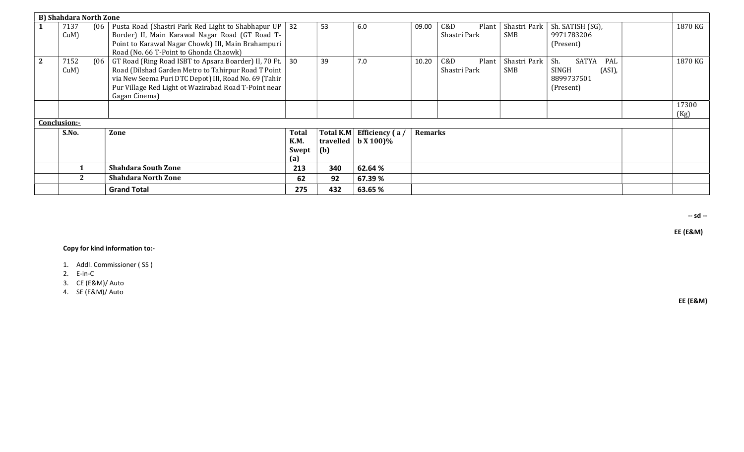| | | | | | | | | | | | |
|---|---|---|---|---|---|---|---|---|---|---|---|
| **B) Shahdara North Zone** | | | | | | | | | | | |
| **1** | 7137 (06 CuM) | Pusta Road (Shastri Park Red Light to Shabhapur UP Border) II, Main Karawal Nagar Road (GT Road T-Point to Karawal Nagar Chowk) III, Main Brahampuri Road (No. 66 T-Point to Ghonda Chaowk) | 32 | 53 | 6.0 | 09.00 | C&D Plant Shastri Park | Shastri Park SMB | Sh. SATISH (SG), 9971783206 (Present) | | 1870 KG |
| **2** | 7152 (06 CuM) | GT Road (Ring Road ISBT to Apsara Boarder) II, 70 Ft. Road (Dilshad Garden Metro to Tahirpur Road T Point via New Seema Puri DTC Depot) III, Road No. 69 (Tahir Pur Village Red Light ot Wazirabad Road T-Point near Gagan Cinema) | 30 | 39 | 7.0 | 10.20 | C&D Plant Shastri Park | Shastri Park SMB | Sh. SATYA PAL SINGH (ASI), 8899737501 (Present) | | 1870 KG |
| | | | | | | | | | | | 17300 (Kg) |

**Conclusion:-**

| | S.No. | Zone | Total K.M. Swept (a) | Total K.M travelled (b) | Efficiency ( a / b X 100)% | Remarks | | |
|---|---|---|---|---|---|---|---|---|
| | **1** | **Shahdara South Zone** | **213** | **340** | **62.64 %** | | | |
| | **2** | **Shahdara North Zone** | **62** | **92** | **67.39 %** | | | |
| | | **Grand Total** | **275** | **432** | **63.65 %** | | | |

**-- sd --**

**EE (E&M)**

**Copy for kind information to:-**

1. Addl. Commissioner ( SS )
2. E-in-C
3. CE (E&M)/ Auto
4. SE (E&M)/ Auto

**EE (E&M)**